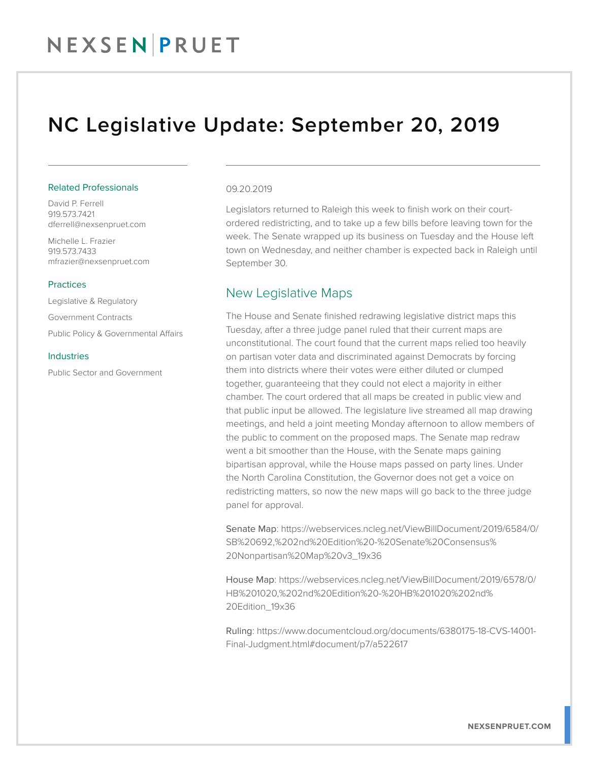# NC Legislative Update: September 20, 2019

### Related Professionals

David P. Ferrell
919.573.7421
dferrell@nexsenpruet.com

Michelle L. Frazier
919.573.7433
mfrazier@nexsenpruet.com

### Practices

Legislative & Regulatory

Government Contracts

Public Policy & Governmental Affairs

### Industries

Public Sector and Government

09.20.2019

Legislators returned to Raleigh this week to finish work on their court-ordered redistricting, and to take up a few bills before leaving town for the week. The Senate wrapped up its business on Tuesday and the House left town on Wednesday, and neither chamber is expected back in Raleigh until September 30.

## New Legislative Maps

The House and Senate finished redrawing legislative district maps this Tuesday, after a three judge panel ruled that their current maps are unconstitutional. The court found that the current maps relied too heavily on partisan voter data and discriminated against Democrats by forcing them into districts where their votes were either diluted or clumped together, guaranteeing that they could not elect a majority in either chamber. The court ordered that all maps be created in public view and that public input be allowed. The legislature live streamed all map drawing meetings, and held a joint meeting Monday afternoon to allow members of the public to comment on the proposed maps. The Senate map redraw went a bit smoother than the House, with the Senate maps gaining bipartisan approval, while the House maps passed on party lines. Under the North Carolina Constitution, the Governor does not get a voice on redistricting matters, so now the new maps will go back to the three judge panel for approval.

Senate Map: https://webservices.ncleg.net/ViewBillDocument/2019/6584/0/SB%20692,%202nd%20Edition%20-%20Senate%20Consensus%20Nonpartisan%20Map%20v3_19x36

House Map: https://webservices.ncleg.net/ViewBillDocument/2019/6578/0/HB%201020,%202nd%20Edition%20-%20HB%201020%202nd%20Edition_19x36

Ruling: https://www.documentcloud.org/documents/6380175-18-CVS-14001-Final-Judgment.html#document/p7/a522617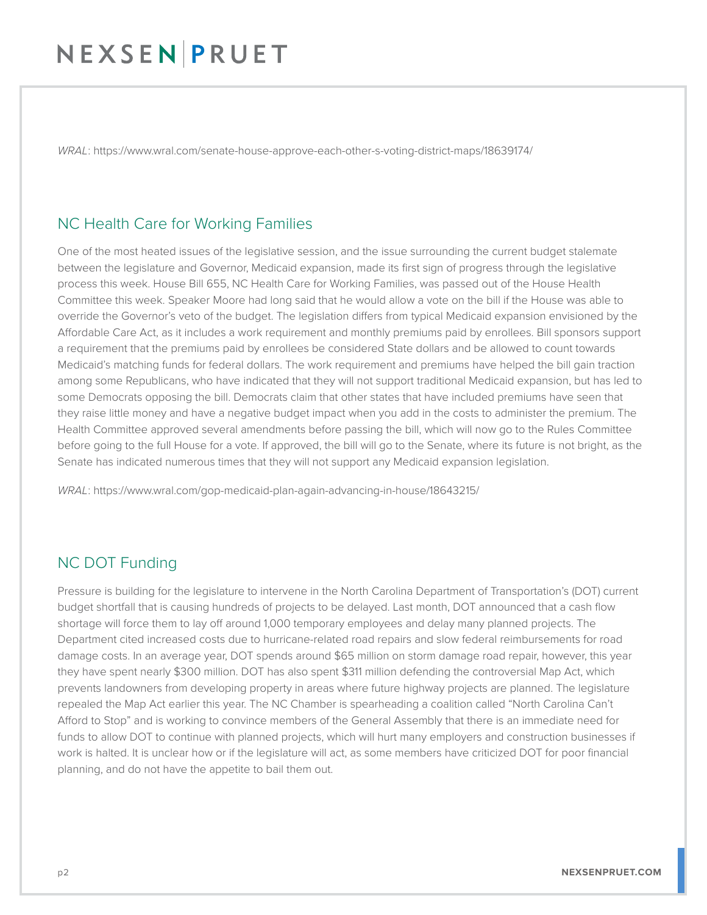*WRAL*: https://www.wral.com/senate-house-approve-each-other-s-voting-district-maps/18639174/

## NC Health Care for Working Families

One of the most heated issues of the legislative session, and the issue surrounding the current budget stalemate between the legislature and Governor, Medicaid expansion, made its first sign of progress through the legislative process this week. House Bill 655, NC Health Care for Working Families, was passed out of the House Health Committee this week. Speaker Moore had long said that he would allow a vote on the bill if the House was able to override the Governor's veto of the budget. The legislation differs from typical Medicaid expansion envisioned by the Affordable Care Act, as it includes a work requirement and monthly premiums paid by enrollees. Bill sponsors support a requirement that the premiums paid by enrollees be considered State dollars and be allowed to count towards Medicaid's matching funds for federal dollars. The work requirement and premiums have helped the bill gain traction among some Republicans, who have indicated that they will not support traditional Medicaid expansion, but has led to some Democrats opposing the bill. Democrats claim that other states that have included premiums have seen that they raise little money and have a negative budget impact when you add in the costs to administer the premium. The Health Committee approved several amendments before passing the bill, which will now go to the Rules Committee before going to the full House for a vote. If approved, the bill will go to the Senate, where its future is not bright, as the Senate has indicated numerous times that they will not support any Medicaid expansion legislation.

*WRAL*: https://www.wral.com/gop-medicaid-plan-again-advancing-in-house/18643215/

## NC DOT Funding

Pressure is building for the legislature to intervene in the North Carolina Department of Transportation's (DOT) current budget shortfall that is causing hundreds of projects to be delayed. Last month, DOT announced that a cash flow shortage will force them to lay off around 1,000 temporary employees and delay many planned projects. The Department cited increased costs due to hurricane-related road repairs and slow federal reimbursements for road damage costs. In an average year, DOT spends around $65 million on storm damage road repair, however, this year they have spent nearly $300 million. DOT has also spent $311 million defending the controversial Map Act, which prevents landowners from developing property in areas where future highway projects are planned. The legislature repealed the Map Act earlier this year. The NC Chamber is spearheading a coalition called "North Carolina Can't Afford to Stop" and is working to convince members of the General Assembly that there is an immediate need for funds to allow DOT to continue with planned projects, which will hurt many employers and construction businesses if work is halted. It is unclear how or if the legislature will act, as some members have criticized DOT for poor financial planning, and do not have the appetite to bail them out.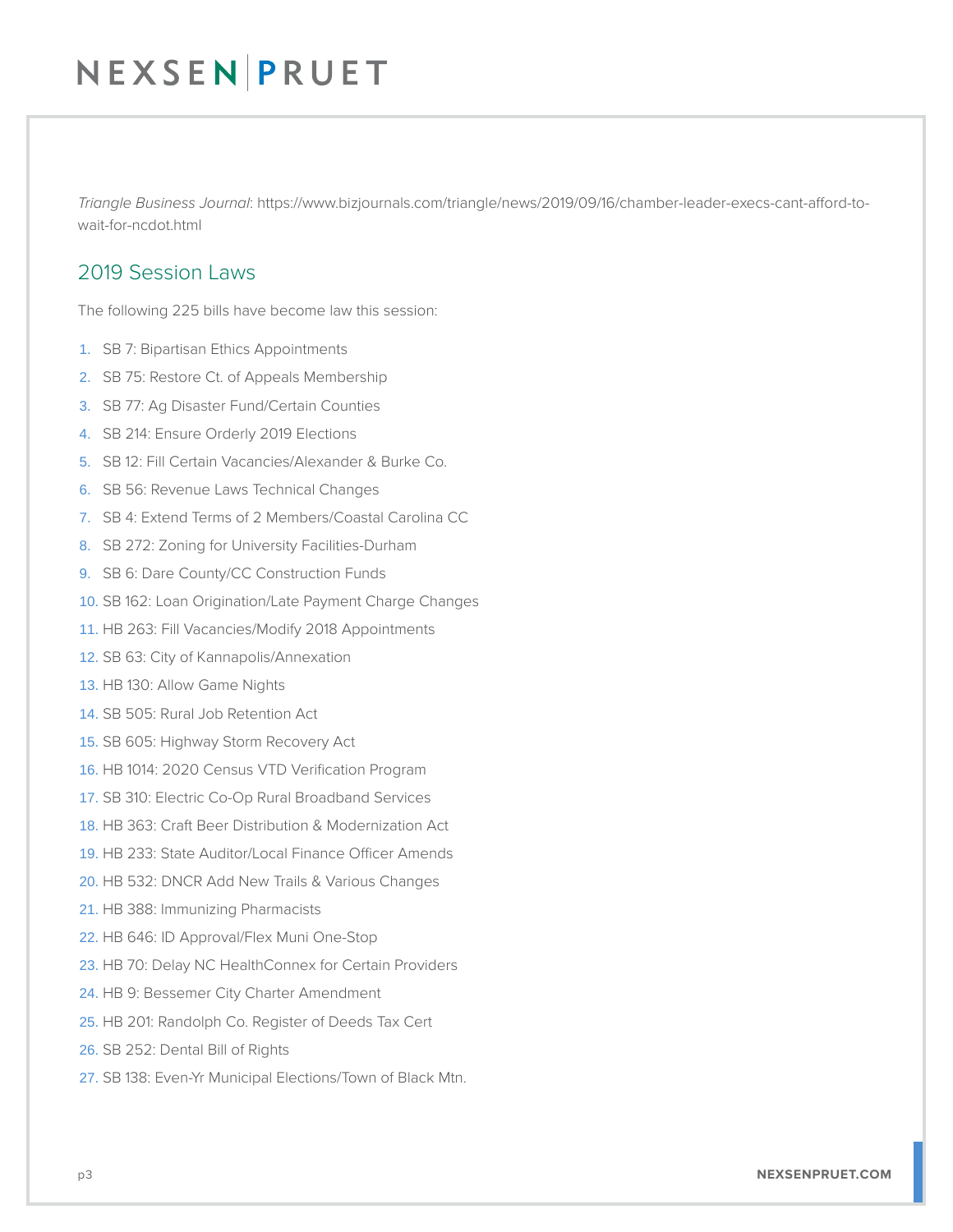*Triangle Business Journal*: https://www.bizjournals.com/triangle/news/2019/09/16/chamber-leader-execs-cant-afford-to-wait-for-ncdot.html

## 2019 Session Laws

The following 225 bills have become law this session:

1. SB 7: Bipartisan Ethics Appointments
2. SB 75: Restore Ct. of Appeals Membership
3. SB 77: Ag Disaster Fund/Certain Counties
4. SB 214: Ensure Orderly 2019 Elections
5. SB 12: Fill Certain Vacancies/Alexander & Burke Co.
6. SB 56: Revenue Laws Technical Changes
7. SB 4: Extend Terms of 2 Members/Coastal Carolina CC
8. SB 272: Zoning for University Facilities-Durham
9. SB 6: Dare County/CC Construction Funds
10. SB 162: Loan Origination/Late Payment Charge Changes
11. HB 263: Fill Vacancies/Modify 2018 Appointments
12. SB 63: City of Kannapolis/Annexation
13. HB 130: Allow Game Nights
14. SB 505: Rural Job Retention Act
15. SB 605: Highway Storm Recovery Act
16. HB 1014: 2020 Census VTD Verification Program
17. SB 310: Electric Co-Op Rural Broadband Services
18. HB 363: Craft Beer Distribution & Modernization Act
19. HB 233: State Auditor/Local Finance Officer Amends
20. HB 532: DNCR Add New Trails & Various Changes
21. HB 388: Immunizing Pharmacists
22. HB 646: ID Approval/Flex Muni One-Stop
23. HB 70: Delay NC HealthConnex for Certain Providers
24. HB 9: Bessemer City Charter Amendment
25. HB 201: Randolph Co. Register of Deeds Tax Cert
26. SB 252: Dental Bill of Rights
27. SB 138: Even-Yr Municipal Elections/Town of Black Mtn.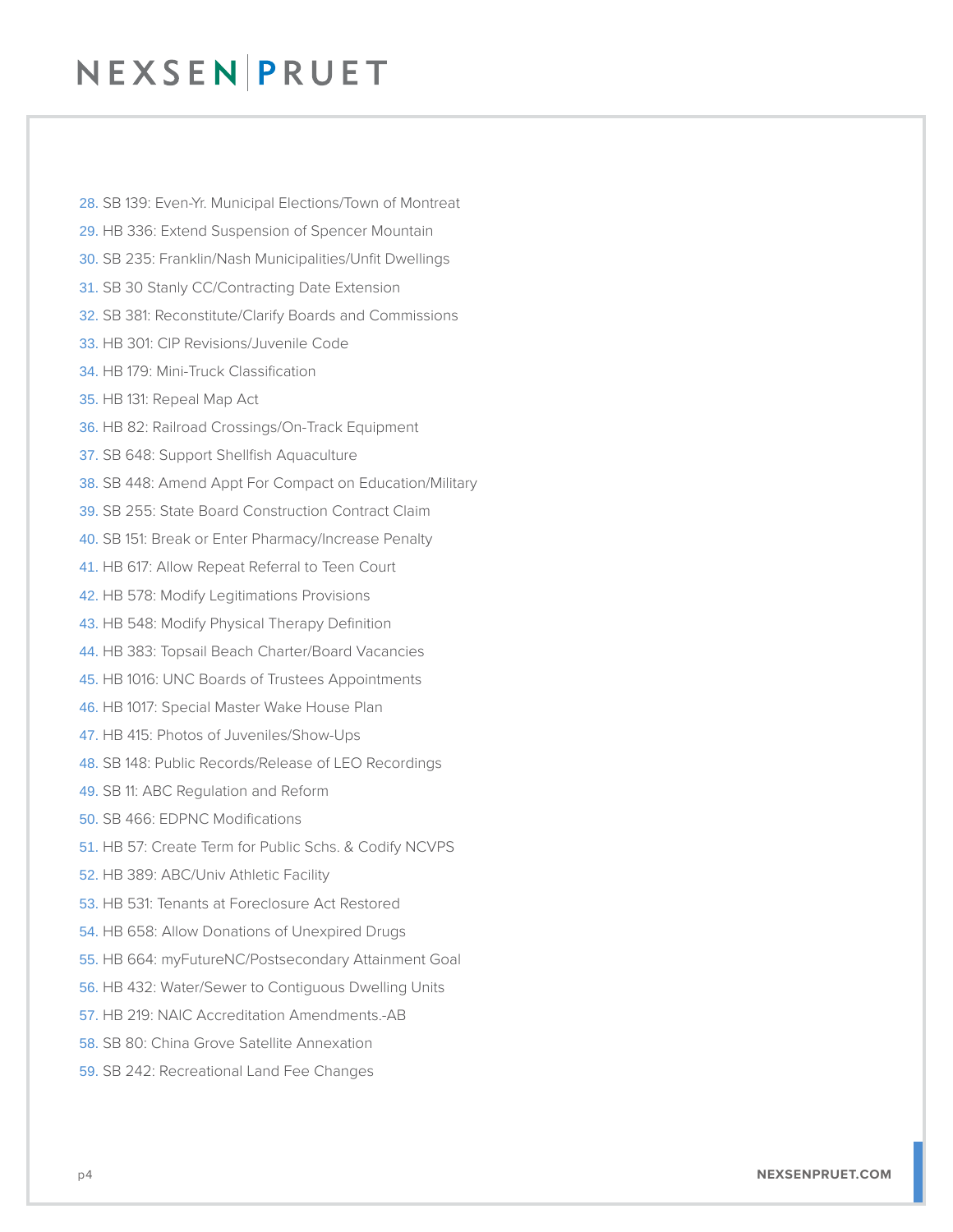28. SB 139: Even-Yr. Municipal Elections/Town of Montreat
29. HB 336: Extend Suspension of Spencer Mountain
30. SB 235: Franklin/Nash Municipalities/Unfit Dwellings
31. SB 30 Stanly CC/Contracting Date Extension
32. SB 381: Reconstitute/Clarify Boards and Commissions
33. HB 301: CIP Revisions/Juvenile Code
34. HB 179: Mini-Truck Classification
35. HB 131: Repeal Map Act
36. HB 82: Railroad Crossings/On-Track Equipment
37. SB 648: Support Shellfish Aquaculture
38. SB 448: Amend Appt For Compact on Education/Military
39. SB 255: State Board Construction Contract Claim
40. SB 151: Break or Enter Pharmacy/Increase Penalty
41. HB 617: Allow Repeat Referral to Teen Court
42. HB 578: Modify Legitimations Provisions
43. HB 548: Modify Physical Therapy Definition
44. HB 383: Topsail Beach Charter/Board Vacancies
45. HB 1016: UNC Boards of Trustees Appointments
46. HB 1017: Special Master Wake House Plan
47. HB 415: Photos of Juveniles/Show-Ups
48. SB 148: Public Records/Release of LEO Recordings
49. SB 11: ABC Regulation and Reform
50. SB 466: EDPNC Modifications
51. HB 57: Create Term for Public Schs. & Codify NCVPS
52. HB 389: ABC/Univ Athletic Facility
53. HB 531: Tenants at Foreclosure Act Restored
54. HB 658: Allow Donations of Unexpired Drugs
55. HB 664: myFutureNC/Postsecondary Attainment Goal
56. HB 432: Water/Sewer to Contiguous Dwelling Units
57. HB 219: NAIC Accreditation Amendments.-AB
58. SB 80: China Grove Satellite Annexation
59. SB 242: Recreational Land Fee Changes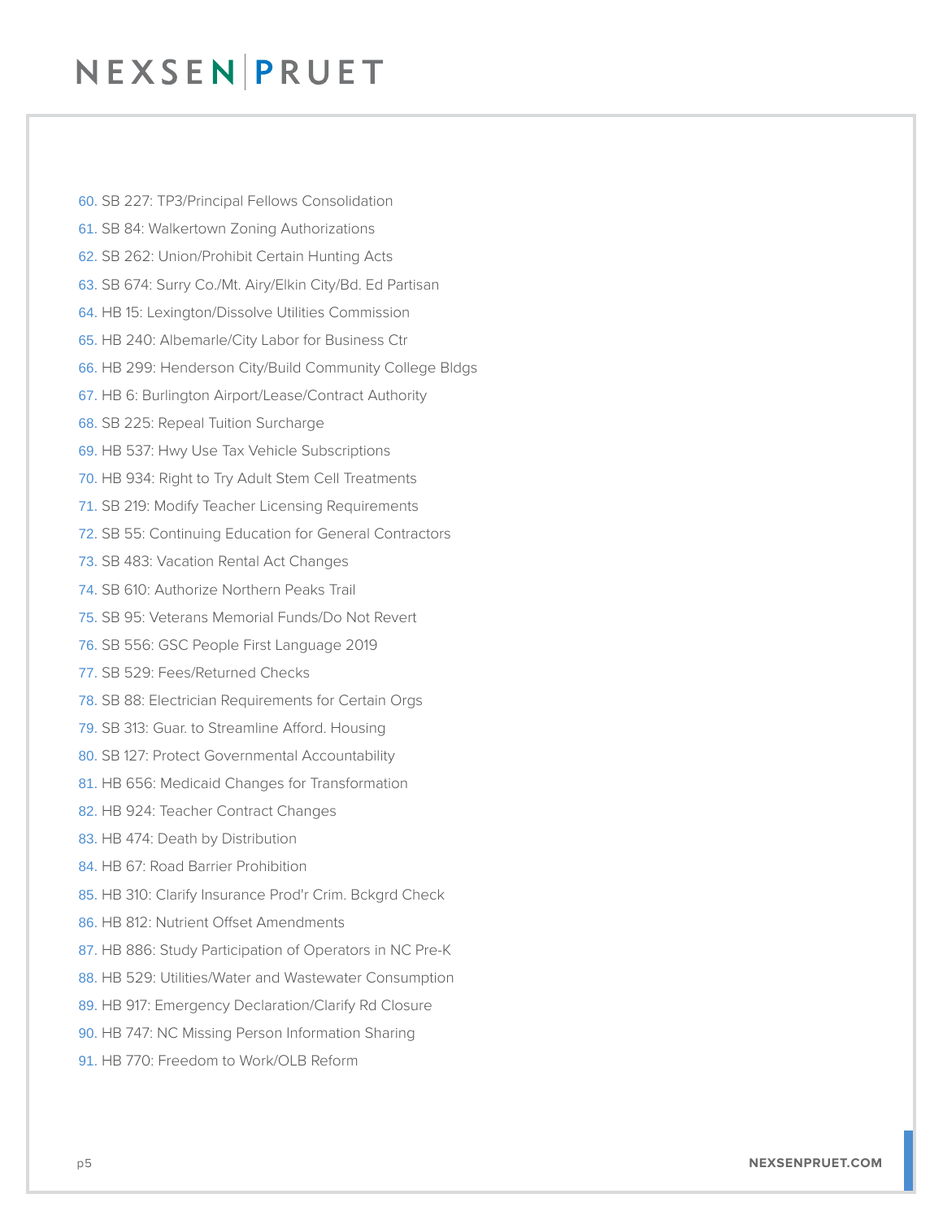60. SB 227: TP3/Principal Fellows Consolidation
61. SB 84: Walkertown Zoning Authorizations
62. SB 262: Union/Prohibit Certain Hunting Acts
63. SB 674: Surry Co./Mt. Airy/Elkin City/Bd. Ed Partisan
64. HB 15: Lexington/Dissolve Utilities Commission
65. HB 240: Albemarle/City Labor for Business Ctr
66. HB 299: Henderson City/Build Community College Bldgs
67. HB 6: Burlington Airport/Lease/Contract Authority
68. SB 225: Repeal Tuition Surcharge
69. HB 537: Hwy Use Tax Vehicle Subscriptions
70. HB 934: Right to Try Adult Stem Cell Treatments
71. SB 219: Modify Teacher Licensing Requirements
72. SB 55: Continuing Education for General Contractors
73. SB 483: Vacation Rental Act Changes
74. SB 610: Authorize Northern Peaks Trail
75. SB 95: Veterans Memorial Funds/Do Not Revert
76. SB 556: GSC People First Language 2019
77. SB 529: Fees/Returned Checks
78. SB 88: Electrician Requirements for Certain Orgs
79. SB 313: Guar. to Streamline Afford. Housing
80. SB 127: Protect Governmental Accountability
81. HB 656: Medicaid Changes for Transformation
82. HB 924: Teacher Contract Changes
83. HB 474: Death by Distribution
84. HB 67: Road Barrier Prohibition
85. HB 310: Clarify Insurance Prod'r Crim. Bckgrd Check
86. HB 812: Nutrient Offset Amendments
87. HB 886: Study Participation of Operators in NC Pre-K
88. HB 529: Utilities/Water and Wastewater Consumption
89. HB 917: Emergency Declaration/Clarify Rd Closure
90. HB 747: NC Missing Person Information Sharing
91. HB 770: Freedom to Work/OLB Reform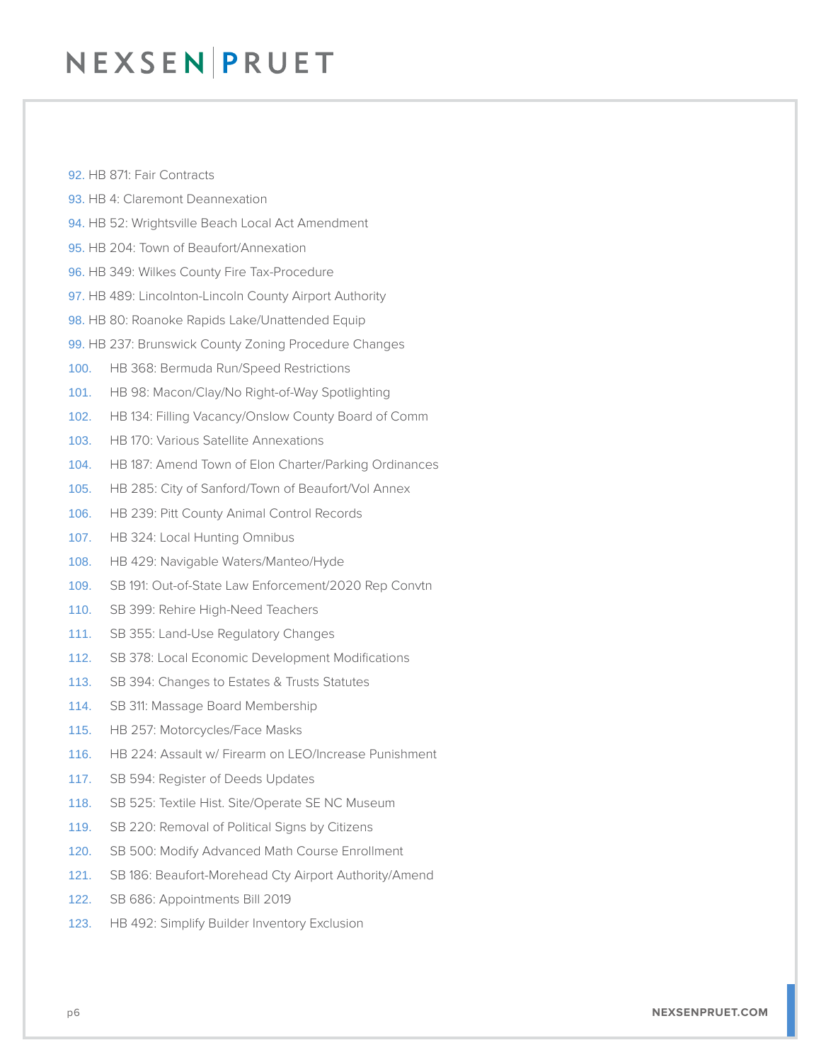92. HB 871: Fair Contracts
93. HB 4: Claremont Deannexation
94. HB 52: Wrightsville Beach Local Act Amendment
95. HB 204: Town of Beaufort/Annexation
96. HB 349: Wilkes County Fire Tax-Procedure
97. HB 489: Lincolnton-Lincoln County Airport Authority
98. HB 80: Roanoke Rapids Lake/Unattended Equip
99. HB 237: Brunswick County Zoning Procedure Changes
100. HB 368: Bermuda Run/Speed Restrictions
101. HB 98: Macon/Clay/No Right-of-Way Spotlighting
102. HB 134: Filling Vacancy/Onslow County Board of Comm
103. HB 170: Various Satellite Annexations
104. HB 187: Amend Town of Elon Charter/Parking Ordinances
105. HB 285: City of Sanford/Town of Beaufort/Vol Annex
106. HB 239: Pitt County Animal Control Records
107. HB 324: Local Hunting Omnibus
108. HB 429: Navigable Waters/Manteo/Hyde
109. SB 191: Out-of-State Law Enforcement/2020 Rep Convtn
110. SB 399: Rehire High-Need Teachers
111. SB 355: Land-Use Regulatory Changes
112. SB 378: Local Economic Development Modifications
113. SB 394: Changes to Estates & Trusts Statutes
114. SB 311: Massage Board Membership
115. HB 257: Motorcycles/Face Masks
116. HB 224: Assault w/ Firearm on LEO/Increase Punishment
117. SB 594: Register of Deeds Updates
118. SB 525: Textile Hist. Site/Operate SE NC Museum
119. SB 220: Removal of Political Signs by Citizens
120. SB 500: Modify Advanced Math Course Enrollment
121. SB 186: Beaufort-Morehead Cty Airport Authority/Amend
122. SB 686: Appointments Bill 2019
123. HB 492: Simplify Builder Inventory Exclusion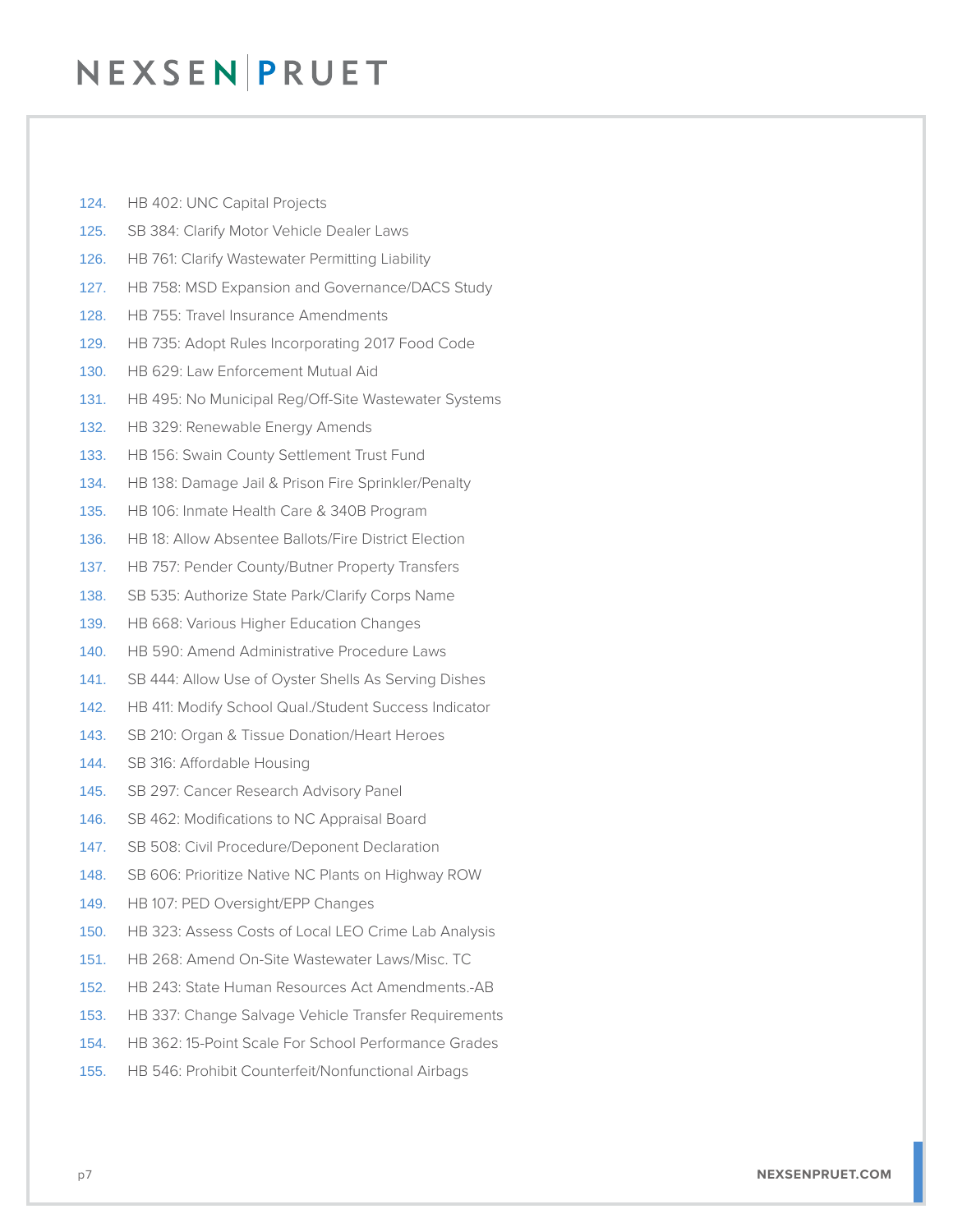124. HB 402: UNC Capital Projects
125. SB 384: Clarify Motor Vehicle Dealer Laws
126. HB 761: Clarify Wastewater Permitting Liability
127. HB 758: MSD Expansion and Governance/DACS Study
128. HB 755: Travel Insurance Amendments
129. HB 735: Adopt Rules Incorporating 2017 Food Code
130. HB 629: Law Enforcement Mutual Aid
131. HB 495: No Municipal Reg/Off-Site Wastewater Systems
132. HB 329: Renewable Energy Amends
133. HB 156: Swain County Settlement Trust Fund
134. HB 138: Damage Jail & Prison Fire Sprinkler/Penalty
135. HB 106: Inmate Health Care & 340B Program
136. HB 18: Allow Absentee Ballots/Fire District Election
137. HB 757: Pender County/Butner Property Transfers
138. SB 535: Authorize State Park/Clarify Corps Name
139. HB 668: Various Higher Education Changes
140. HB 590: Amend Administrative Procedure Laws
141. SB 444: Allow Use of Oyster Shells As Serving Dishes
142. HB 411: Modify School Qual./Student Success Indicator
143. SB 210: Organ & Tissue Donation/Heart Heroes
144. SB 316: Affordable Housing
145. SB 297: Cancer Research Advisory Panel
146. SB 462: Modifications to NC Appraisal Board
147. SB 508: Civil Procedure/Deponent Declaration
148. SB 606: Prioritize Native NC Plants on Highway ROW
149. HB 107: PED Oversight/EPP Changes
150. HB 323: Assess Costs of Local LEO Crime Lab Analysis
151. HB 268: Amend On-Site Wastewater Laws/Misc. TC
152. HB 243: State Human Resources Act Amendments.-AB
153. HB 337: Change Salvage Vehicle Transfer Requirements
154. HB 362: 15-Point Scale For School Performance Grades
155. HB 546: Prohibit Counterfeit/Nonfunctional Airbags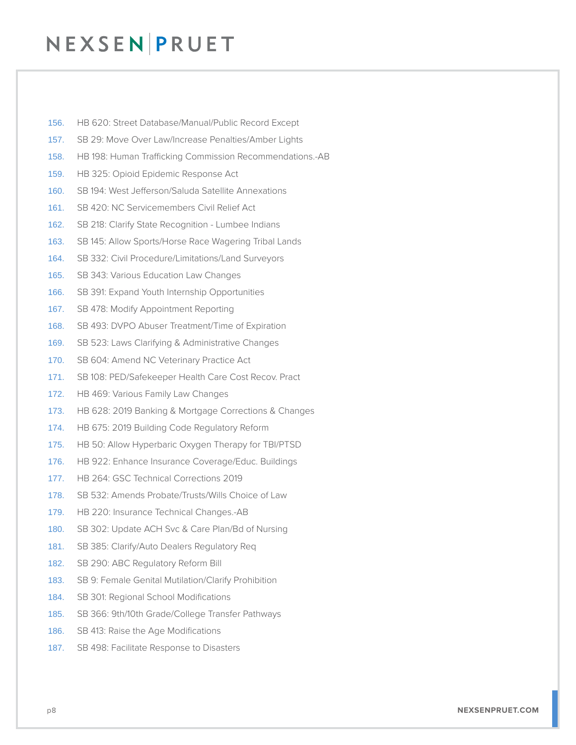156. HB 620: Street Database/Manual/Public Record Except
157. SB 29: Move Over Law/Increase Penalties/Amber Lights
158. HB 198: Human Trafficking Commission Recommendations.-AB
159. HB 325: Opioid Epidemic Response Act
160. SB 194: West Jefferson/Saluda Satellite Annexations
161. SB 420: NC Servicemembers Civil Relief Act
162. SB 218: Clarify State Recognition - Lumbee Indians
163. SB 145: Allow Sports/Horse Race Wagering Tribal Lands
164. SB 332: Civil Procedure/Limitations/Land Surveyors
165. SB 343: Various Education Law Changes
166. SB 391: Expand Youth Internship Opportunities
167. SB 478: Modify Appointment Reporting
168. SB 493: DVPO Abuser Treatment/Time of Expiration
169. SB 523: Laws Clarifying & Administrative Changes
170. SB 604: Amend NC Veterinary Practice Act
171. SB 108: PED/Safekeeper Health Care Cost Recov. Pract
172. HB 469: Various Family Law Changes
173. HB 628: 2019 Banking & Mortgage Corrections & Changes
174. HB 675: 2019 Building Code Regulatory Reform
175. HB 50: Allow Hyperbaric Oxygen Therapy for TBI/PTSD
176. HB 922: Enhance Insurance Coverage/Educ. Buildings
177. HB 264: GSC Technical Corrections 2019
178. SB 532: Amends Probate/Trusts/Wills Choice of Law
179. HB 220: Insurance Technical Changes.-AB
180. SB 302: Update ACH Svc & Care Plan/Bd of Nursing
181. SB 385: Clarify/Auto Dealers Regulatory Req
182. SB 290: ABC Regulatory Reform Bill
183. SB 9: Female Genital Mutilation/Clarify Prohibition
184. SB 301: Regional School Modifications
185. SB 366: 9th/10th Grade/College Transfer Pathways
186. SB 413: Raise the Age Modifications
187. SB 498: Facilitate Response to Disasters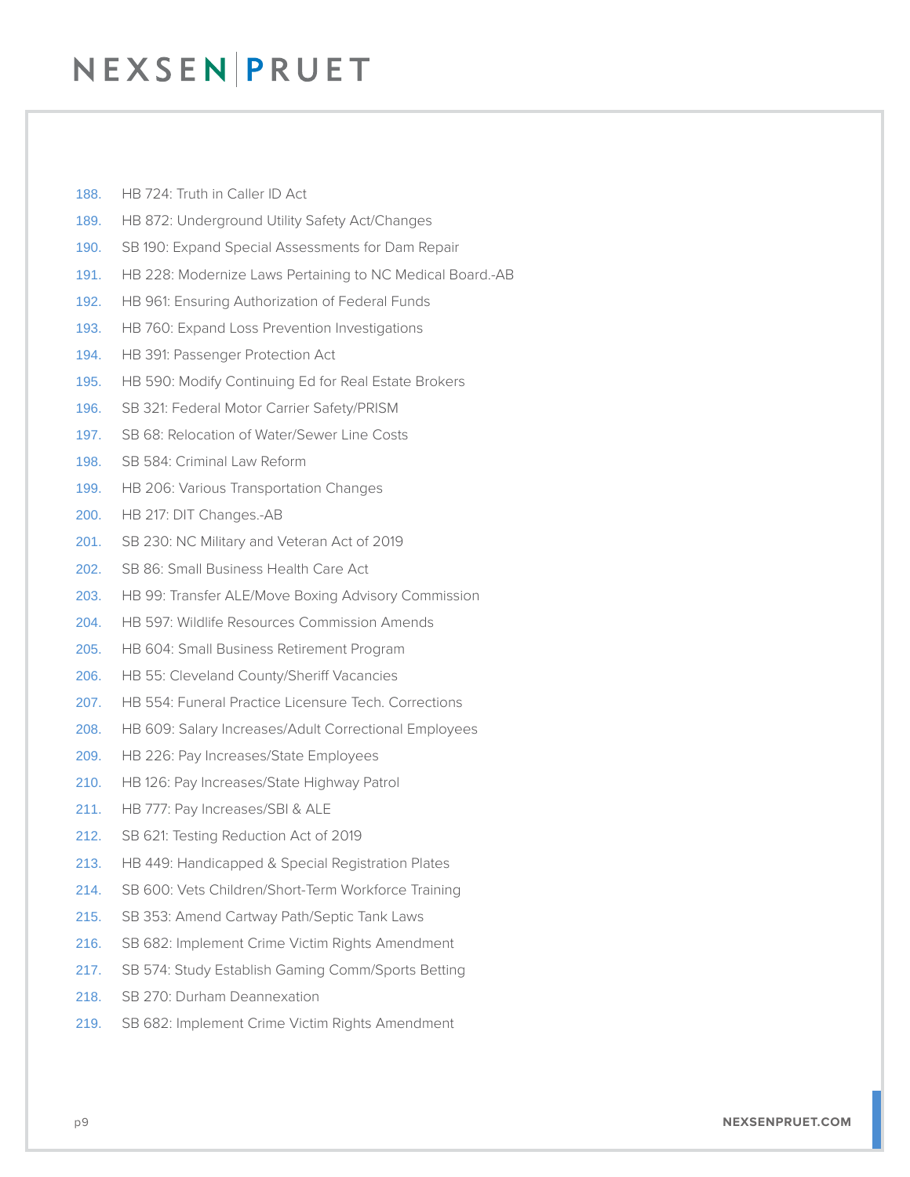188. HB 724: Truth in Caller ID Act
189. HB 872: Underground Utility Safety Act/Changes
190. SB 190: Expand Special Assessments for Dam Repair
191. HB 228: Modernize Laws Pertaining to NC Medical Board.-AB
192. HB 961: Ensuring Authorization of Federal Funds
193. HB 760: Expand Loss Prevention Investigations
194. HB 391: Passenger Protection Act
195. HB 590: Modify Continuing Ed for Real Estate Brokers
196. SB 321: Federal Motor Carrier Safety/PRISM
197. SB 68: Relocation of Water/Sewer Line Costs
198. SB 584: Criminal Law Reform
199. HB 206: Various Transportation Changes
200. HB 217: DIT Changes.-AB
201. SB 230: NC Military and Veteran Act of 2019
202. SB 86: Small Business Health Care Act
203. HB 99: Transfer ALE/Move Boxing Advisory Commission
204. HB 597: Wildlife Resources Commission Amends
205. HB 604: Small Business Retirement Program
206. HB 55: Cleveland County/Sheriff Vacancies
207. HB 554: Funeral Practice Licensure Tech. Corrections
208. HB 609: Salary Increases/Adult Correctional Employees
209. HB 226: Pay Increases/State Employees
210. HB 126: Pay Increases/State Highway Patrol
211. HB 777: Pay Increases/SBI & ALE
212. SB 621: Testing Reduction Act of 2019
213. HB 449: Handicapped & Special Registration Plates
214. SB 600: Vets Children/Short-Term Workforce Training
215. SB 353: Amend Cartway Path/Septic Tank Laws
216. SB 682: Implement Crime Victim Rights Amendment
217. SB 574: Study Establish Gaming Comm/Sports Betting
218. SB 270: Durham Deannexation
219. SB 682: Implement Crime Victim Rights Amendment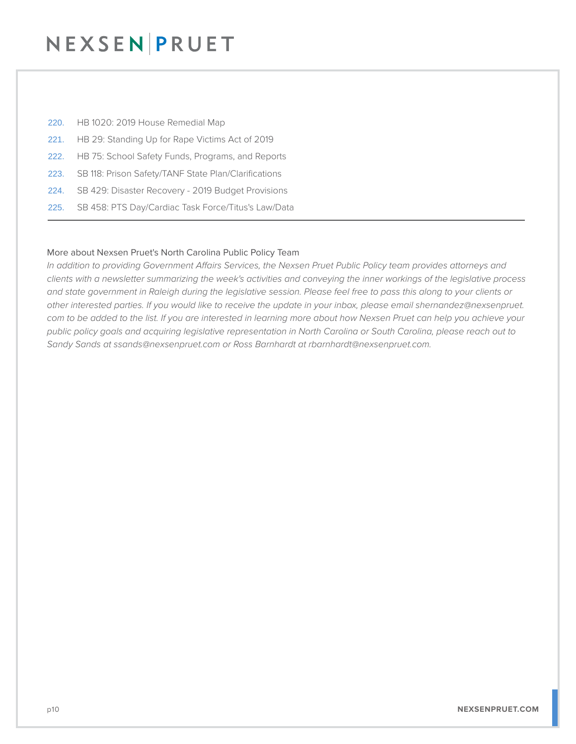220. HB 1020: 2019 House Remedial Map
221. HB 29: Standing Up for Rape Victims Act of 2019
222. HB 75: School Safety Funds, Programs, and Reports
223. SB 118: Prison Safety/TANF State Plan/Clarifications
224. SB 429: Disaster Recovery - 2019 Budget Provisions
225. SB 458: PTS Day/Cardiac Task Force/Titus's Law/Data

---

More about Nexsen Pruet's North Carolina Public Policy Team

*In addition to providing Government Affairs Services, the Nexsen Pruet Public Policy team provides attorneys and clients with a newsletter summarizing the week's activities and conveying the inner workings of the legislative process and state government in Raleigh during the legislative session. Please feel free to pass this along to your clients or other interested parties. If you would like to receive the update in your inbox, please email shernandez@nexsenpruet.com to be added to the list. If you are interested in learning more about how Nexsen Pruet can help you achieve your public policy goals and acquiring legislative representation in North Carolina or South Carolina, please reach out to Sandy Sands at ssands@nexsenpruet.com or Ross Barnhardt at rbarnhardt@nexsenpruet.com.*